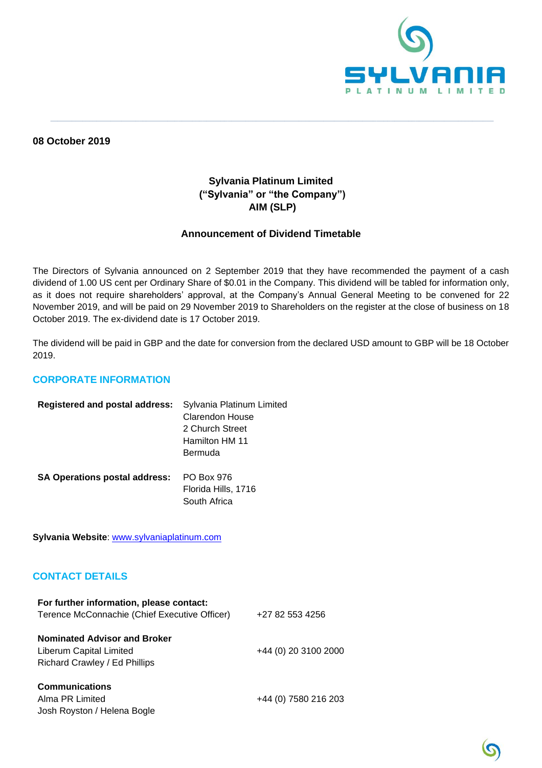**08 October 2019**

**Sylvania Platinum Limited**
**("Sylvania" or "the Company")**
**AIM (SLP)**

**Announcement of Dividend Timetable**

The Directors of Sylvania announced on 2 September 2019 that they have recommended the payment of a cash dividend of 1.00 US cent per Ordinary Share of $0.01 in the Company. This dividend will be tabled for information only, as it does not require shareholders' approval, at the Company's Annual General Meeting to be convened for 22 November 2019, and will be paid on 29 November 2019 to Shareholders on the register at the close of business on 18 October 2019. The ex-dividend date is 17 October 2019.

The dividend will be paid in GBP and the date for conversion from the declared USD amount to GBP will be 18 October 2019.

## CORPORATE INFORMATION

| | |
|---|---|
| **Registered and postal address:** | Sylvania Platinum Limited<br>Clarendon House<br>2 Church Street<br>Hamilton HM 11<br>Bermuda |
| **SA Operations postal address:** | PO Box 976<br>Florida Hills, 1716<br>South Africa |

**Sylvania Website**: www.sylvaniaplatinum.com

## CONTACT DETAILS

| | |
|---|---|
| **For further information, please contact:**<br>Terence McConnachie (Chief Executive Officer) | +27 82 553 4256 |
| **Nominated Advisor and Broker**<br>Liberum Capital Limited<br>Richard Crawley / Ed Phillips | +44 (0) 20 3100 2000 |
| **Communications**<br>Alma PR Limited<br>Josh Royston / Helena Bogle | +44 (0) 7580 216 203 |